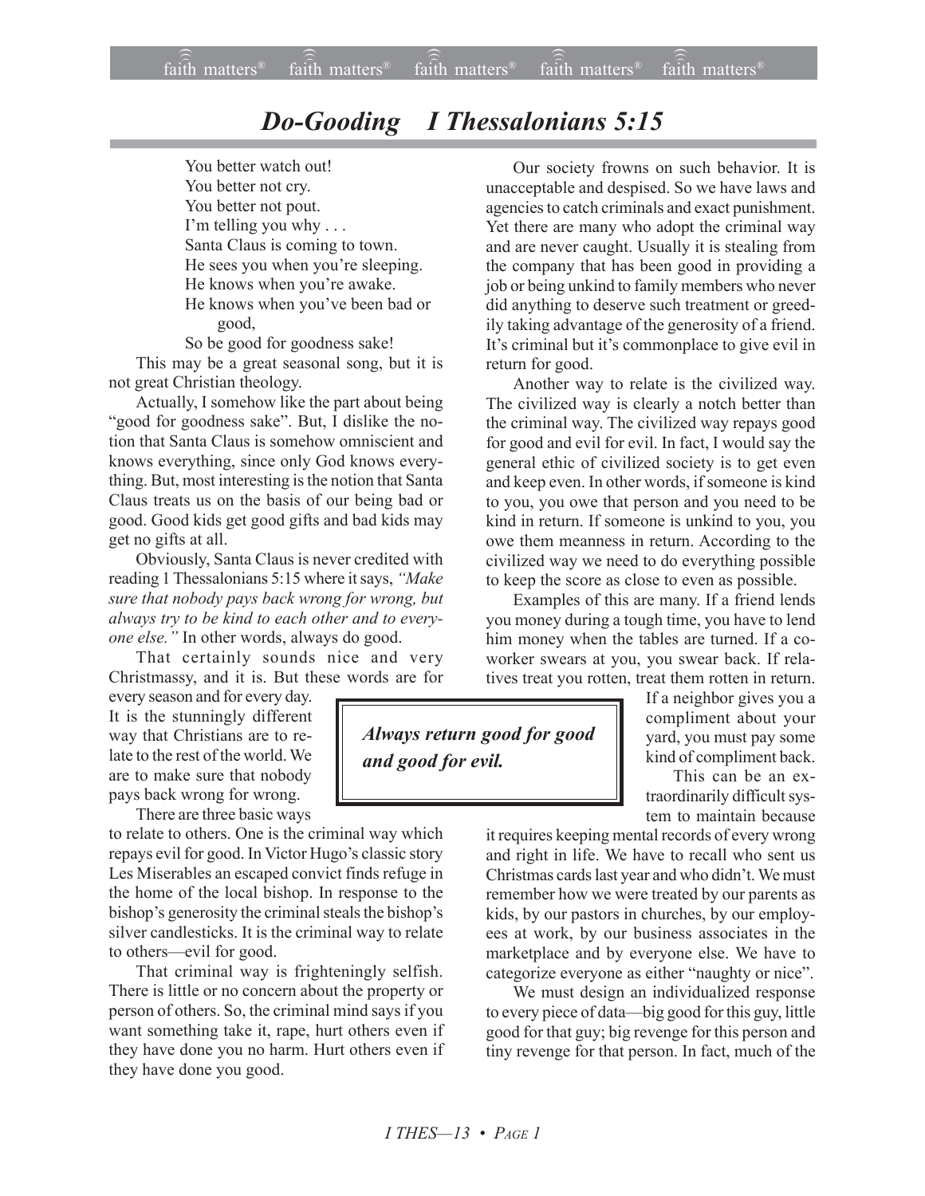# *Do-Gooding I Thessalonians 5:15*

You better watch out!
You better not cry.
You better not pout.
I'm telling you why . . .
Santa Claus is coming to town.
He sees you when you're sleeping.
He knows when you're awake.
He knows when you've been bad or good,
So be good for goodness sake!

This may be a great seasonal song, but it is not great Christian theology.

Actually, I somehow like the part about being "good for goodness sake". But, I dislike the notion that Santa Claus is somehow omniscient and knows everything, since only God knows everything. But, most interesting is the notion that Santa Claus treats us on the basis of our being bad or good. Good kids get good gifts and bad kids may get no gifts at all.

Obviously, Santa Claus is never credited with reading 1 Thessalonians 5:15 where it says, *"Make sure that nobody pays back wrong for wrong, but always try to be kind to each other and to everyone else."* In other words, always do good.

That certainly sounds nice and very Christmassy, and it is. But these words are for every season and for every day. It is the stunningly different way that Christians are to relate to the rest of the world. We are to make sure that nobody pays back wrong for wrong.

> ***Always return good for good and good for evil.***

There are three basic ways to relate to others. One is the criminal way which repays evil for good. In Victor Hugo's classic story Les Miserables an escaped convict finds refuge in the home of the local bishop. In response to the bishop's generosity the criminal steals the bishop's silver candlesticks. It is the criminal way to relate to others—evil for good.

That criminal way is frighteningly selfish. There is little or no concern about the property or person of others. So, the criminal mind says if you want something take it, rape, hurt others even if they have done you no harm. Hurt others even if they have done you good.

Our society frowns on such behavior. It is unacceptable and despised. So we have laws and agencies to catch criminals and exact punishment. Yet there are many who adopt the criminal way and are never caught. Usually it is stealing from the company that has been good in providing a job or being unkind to family members who never did anything to deserve such treatment or greedily taking advantage of the generosity of a friend. It's criminal but it's commonplace to give evil in return for good.

Another way to relate is the civilized way. The civilized way is clearly a notch better than the criminal way. The civilized way repays good for good and evil for evil. In fact, I would say the general ethic of civilized society is to get even and keep even. In other words, if someone is kind to you, you owe that person and you need to be kind in return. If someone is unkind to you, you owe them meanness in return. According to the civilized way we need to do everything possible to keep the score as close to even as possible.

Examples of this are many. If a friend lends you money during a tough time, you have to lend him money when the tables are turned. If a coworker swears at you, you swear back. If relatives treat you rotten, treat them rotten in return. If a neighbor gives you a compliment about your yard, you must pay some kind of compliment back.

This can be an extraordinarily difficult system to maintain because it requires keeping mental records of every wrong and right in life. We have to recall who sent us Christmas cards last year and who didn't. We must remember how we were treated by our parents as kids, by our pastors in churches, by our employees at work, by our business associates in the marketplace and by everyone else. We have to categorize everyone as either "naughty or nice".

We must design an individualized response to every piece of data—big good for this guy, little good for that guy; big revenge for this person and tiny revenge for that person. In fact, much of the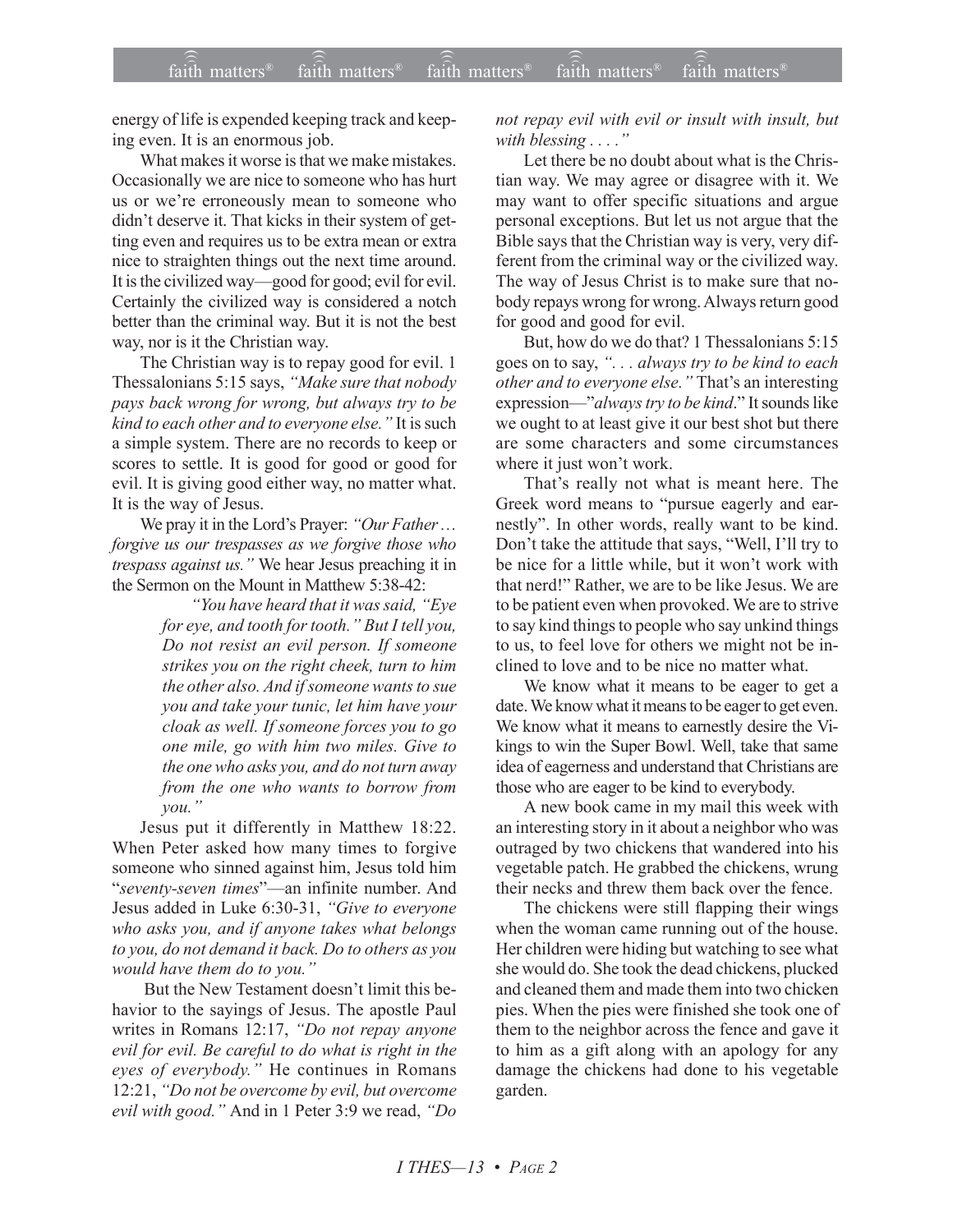energy of life is expended keeping track and keeping even. It is an enormous job.

What makes it worse is that we make mistakes. Occasionally we are nice to someone who has hurt us or we're erroneously mean to someone who didn't deserve it. That kicks in their system of getting even and requires us to be extra mean or extra nice to straighten things out the next time around. It is the civilized way—good for good; evil for evil. Certainly the civilized way is considered a notch better than the criminal way. But it is not the best way, nor is it the Christian way.

The Christian way is to repay good for evil. 1 Thessalonians 5:15 says, *"Make sure that nobody pays back wrong for wrong, but always try to be kind to each other and to everyone else."* It is such a simple system. There are no records to keep or scores to settle. It is good for good or good for evil. It is giving good either way, no matter what. It is the way of Jesus.

We pray it in the Lord's Prayer: *"Our Father… forgive us our trespasses as we forgive those who trespass against us."* We hear Jesus preaching it in the Sermon on the Mount in Matthew 5:38-42:

> *"You have heard that it was said, "Eye for eye, and tooth for tooth." But I tell you, Do not resist an evil person. If someone strikes you on the right cheek, turn to him the other also. And if someone wants to sue you and take your tunic, let him have your cloak as well. If someone forces you to go one mile, go with him two miles. Give to the one who asks you, and do not turn away from the one who wants to borrow from you."*

Jesus put it differently in Matthew 18:22. When Peter asked how many times to forgive someone who sinned against him, Jesus told him "*seventy-seven times*"—an infinite number. And Jesus added in Luke 6:30-31, *"Give to everyone who asks you, and if anyone takes what belongs to you, do not demand it back. Do to others as you would have them do to you."*

But the New Testament doesn't limit this behavior to the sayings of Jesus. The apostle Paul writes in Romans 12:17, *"Do not repay anyone evil for evil. Be careful to do what is right in the eyes of everybody."* He continues in Romans 12:21, *"Do not be overcome by evil, but overcome evil with good."* And in 1 Peter 3:9 we read, *"Do not repay evil with evil or insult with insult, but with blessing . . . ."*

Let there be no doubt about what is the Christian way. We may agree or disagree with it. We may want to offer specific situations and argue personal exceptions. But let us not argue that the Bible says that the Christian way is very, very different from the criminal way or the civilized way. The way of Jesus Christ is to make sure that nobody repays wrong for wrong. Always return good for good and good for evil.

But, how do we do that? 1 Thessalonians 5:15 goes on to say, *". . . always try to be kind to each other and to everyone else."* That's an interesting expression—"*always try to be kind*." It sounds like we ought to at least give it our best shot but there are some characters and some circumstances where it just won't work.

That's really not what is meant here. The Greek word means to "pursue eagerly and earnestly". In other words, really want to be kind. Don't take the attitude that says, "Well, I'll try to be nice for a little while, but it won't work with that nerd!" Rather, we are to be like Jesus. We are to be patient even when provoked. We are to strive to say kind things to people who say unkind things to us, to feel love for others we might not be inclined to love and to be nice no matter what.

We know what it means to be eager to get a date. We know what it means to be eager to get even. We know what it means to earnestly desire the Vikings to win the Super Bowl. Well, take that same idea of eagerness and understand that Christians are those who are eager to be kind to everybody.

A new book came in my mail this week with an interesting story in it about a neighbor who was outraged by two chickens that wandered into his vegetable patch. He grabbed the chickens, wrung their necks and threw them back over the fence.

The chickens were still flapping their wings when the woman came running out of the house. Her children were hiding but watching to see what she would do. She took the dead chickens, plucked and cleaned them and made them into two chicken pies. When the pies were finished she took one of them to the neighbor across the fence and gave it to him as a gift along with an apology for any damage the chickens had done to his vegetable garden.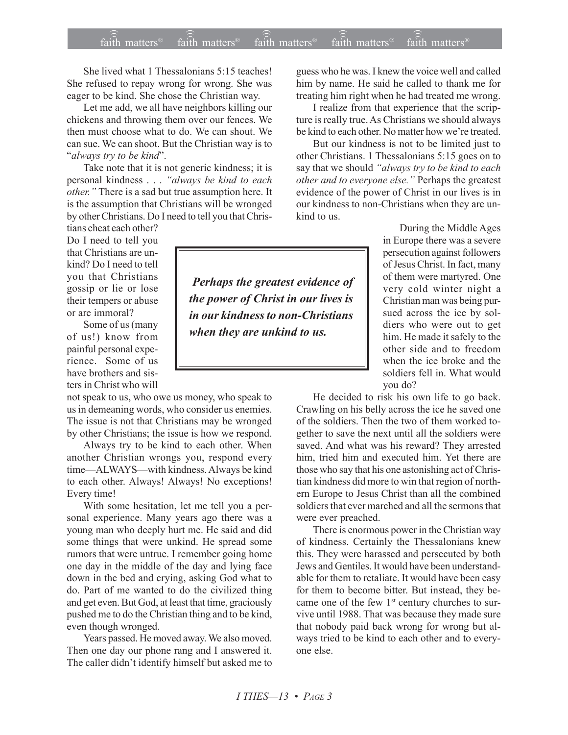She lived what 1 Thessalonians 5:15 teaches! She refused to repay wrong for wrong. She was eager to be kind. She chose the Christian way.

Let me add, we all have neighbors killing our chickens and throwing them over our fences. We then must choose what to do. We can shout. We can sue. We can shoot. But the Christian way is to "*always try to be kind*".

Take note that it is not generic kindness; it is personal kindness . . . *"always be kind to each other."* There is a sad but true assumption here. It is the assumption that Christians will be wronged by other Christians. Do I need to tell you that Christians cheat each other? Do I need to tell you that Christians are unkind? Do I need to tell you that Christians gossip or lie or lose their tempers or abuse or are immoral?

Some of us (many of us!) know from painful personal experience. Some of us have brothers and sisters in Christ who will not speak to us, who owe us money, who speak to us in demeaning words, who consider us enemies. The issue is not that Christians may be wronged by other Christians; the issue is how we respond.

Always try to be kind to each other. When another Christian wrongs you, respond every time—ALWAYS—with kindness. Always be kind to each other. Always! Always! No exceptions! Every time!

With some hesitation, let me tell you a personal experience. Many years ago there was a young man who deeply hurt me. He said and did some things that were unkind. He spread some rumors that were untrue. I remember going home one day in the middle of the day and lying face down in the bed and crying, asking God what to do. Part of me wanted to do the civilized thing and get even. But God, at least that time, graciously pushed me to do the Christian thing and to be kind, even though wronged.

Years passed. He moved away. We also moved. Then one day our phone rang and I answered it. The caller didn't identify himself but asked me to guess who he was. I knew the voice well and called him by name. He said he called to thank me for treating him right when he had treated me wrong.

I realize from that experience that the scripture is really true. As Christians we should always be kind to each other. No matter how we're treated.

But our kindness is not to be limited just to other Christians. 1 Thessalonians 5:15 goes on to say that we should *"always try to be kind to each other and to everyone else."* Perhaps the greatest evidence of the power of Christ in our lives is in our kindness to non-Christians when they are unkind to us.

> ***Perhaps the greatest evidence of the power of Christ in our lives is in our kindness to non-Christians when they are unkind to us.***

During the Middle Ages in Europe there was a severe persecution against followers of Jesus Christ. In fact, many of them were martyred. One very cold winter night a Christian man was being pursued across the ice by soldiers who were out to get him. He made it safely to the other side and to freedom when the ice broke and the soldiers fell in. What would you do?

He decided to risk his own life to go back. Crawling on his belly across the ice he saved one of the soldiers. Then the two of them worked together to save the next until all the soldiers were saved. And what was his reward? They arrested him, tried him and executed him. Yet there are those who say that his one astonishing act of Christian kindness did more to win that region of northern Europe to Jesus Christ than all the combined soldiers that ever marched and all the sermons that were ever preached.

There is enormous power in the Christian way of kindness. Certainly the Thessalonians knew this. They were harassed and persecuted by both Jews and Gentiles. It would have been understandable for them to retaliate. It would have been easy for them to become bitter. But instead, they became one of the few 1st century churches to survive until 1988. That was because they made sure that nobody paid back wrong for wrong but always tried to be kind to each other and to everyone else.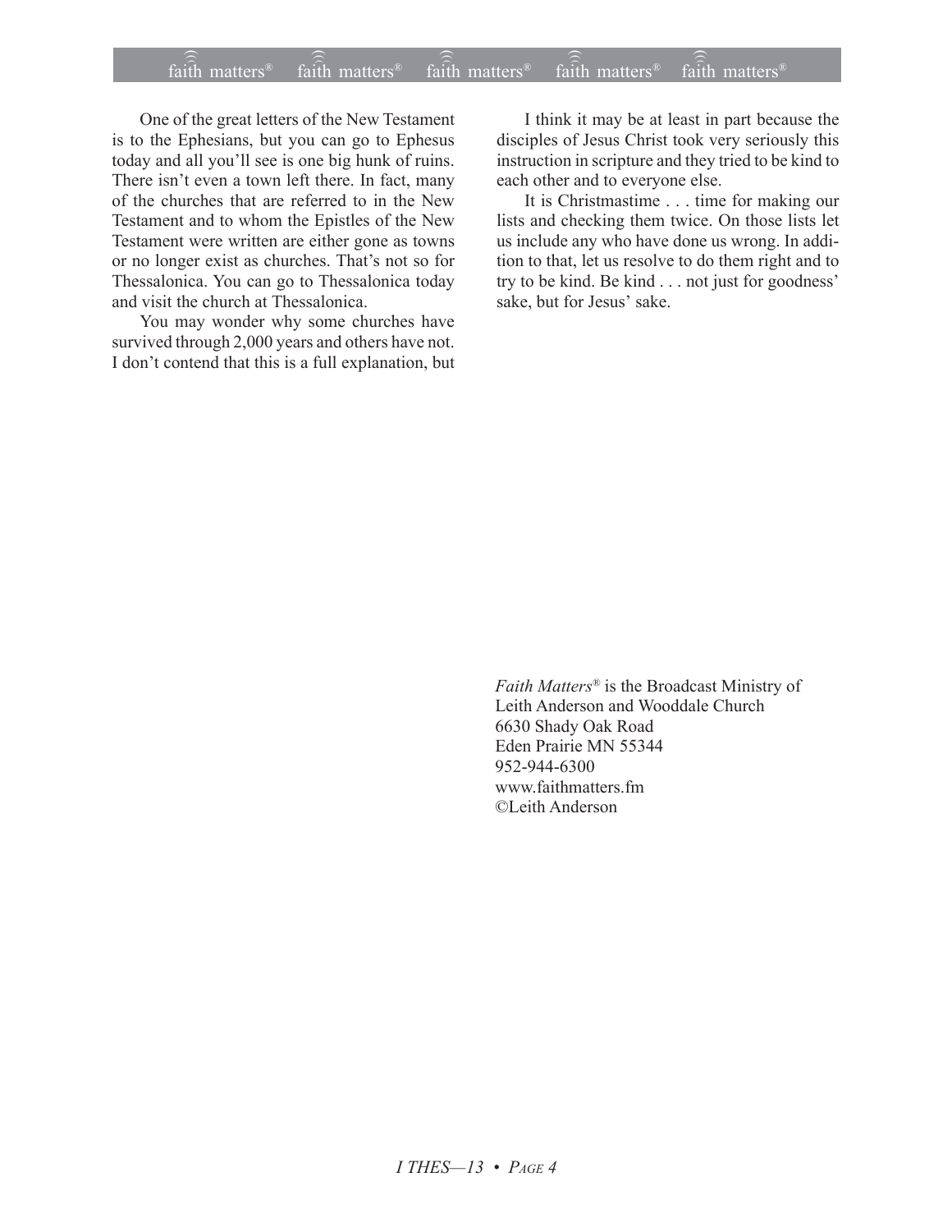One of the great letters of the New Testament is to the Ephesians, but you can go to Ephesus today and all you'll see is one big hunk of ruins. There isn't even a town left there. In fact, many of the churches that are referred to in the New Testament and to whom the Epistles of the New Testament were written are either gone as towns or no longer exist as churches. That's not so for Thessalonica. You can go to Thessalonica today and visit the church at Thessalonica.

You may wonder why some churches have survived through 2,000 years and others have not. I don't contend that this is a full explanation, but I think it may be at least in part because the disciples of Jesus Christ took very seriously this instruction in scripture and they tried to be kind to each other and to everyone else.

It is Christmastime . . . time for making our lists and checking them twice. On those lists let us include any who have done us wrong. In addition to that, let us resolve to do them right and to try to be kind. Be kind . . . not just for goodness' sake, but for Jesus' sake.

*Faith Matters®* is the Broadcast Ministry of
Leith Anderson and Wooddale Church
6630 Shady Oak Road
Eden Prairie MN 55344
952-944-6300
www.faithmatters.fm
©Leith Anderson